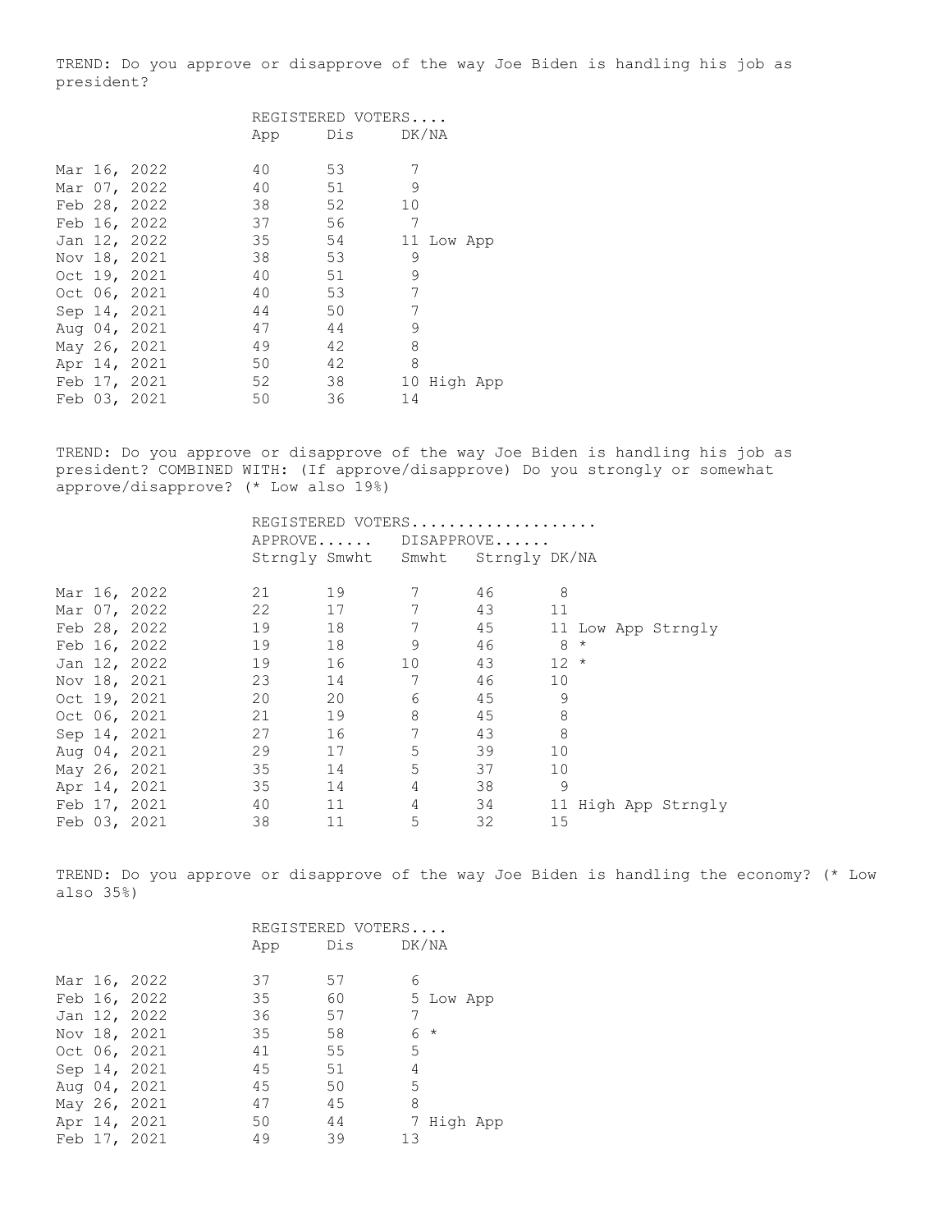TREND: Do you approve or disapprove of the way Joe Biden is handling his job as president?

| | REGISTERED VOTERS.... | | | |
|---|---|---|---|---|
| | App | Dis | DK/NA | |
| Mar 16, 2022 | 40 | 53 | 7 | |
| Mar 07, 2022 | 40 | 51 | 9 | |
| Feb 28, 2022 | 38 | 52 | 10 | |
| Feb 16, 2022 | 37 | 56 | 7 | |
| Jan 12, 2022 | 35 | 54 | 11 | Low App |
| Nov 18, 2021 | 38 | 53 | 9 | |
| Oct 19, 2021 | 40 | 51 | 9 | |
| Oct 06, 2021 | 40 | 53 | 7 | |
| Sep 14, 2021 | 44 | 50 | 7 | |
| Aug 04, 2021 | 47 | 44 | 9 | |
| May 26, 2021 | 49 | 42 | 8 | |
| Apr 14, 2021 | 50 | 42 | 8 | |
| Feb 17, 2021 | 52 | 38 | 10 | High App |
| Feb 03, 2021 | 50 | 36 | 14 | |

TREND: Do you approve or disapprove of the way Joe Biden is handling his job as president? COMBINED WITH: (If approve/disapprove) Do you strongly or somewhat approve/disapprove? (* Low also 19%)

| | REGISTERED VOTERS.................... | | | | | |
|---|---|---|---|---|---|---|
| | APPROVE...... | | DISAPPROVE...... | | | |
| | Strngly | Smwht | Smwht | Strngly | DK/NA | |
| Mar 16, 2022 | 21 | 19 | 7 | 46 | 8 | |
| Mar 07, 2022 | 22 | 17 | 7 | 43 | 11 | |
| Feb 28, 2022 | 19 | 18 | 7 | 45 | 11 | Low App Strngly |
| Feb 16, 2022 | 19 | 18 | 9 | 46 | 8 | * |
| Jan 12, 2022 | 19 | 16 | 10 | 43 | 12 | * |
| Nov 18, 2021 | 23 | 14 | 7 | 46 | 10 | |
| Oct 19, 2021 | 20 | 20 | 6 | 45 | 9 | |
| Oct 06, 2021 | 21 | 19 | 8 | 45 | 8 | |
| Sep 14, 2021 | 27 | 16 | 7 | 43 | 8 | |
| Aug 04, 2021 | 29 | 17 | 5 | 39 | 10 | |
| May 26, 2021 | 35 | 14 | 5 | 37 | 10 | |
| Apr 14, 2021 | 35 | 14 | 4 | 38 | 9 | |
| Feb 17, 2021 | 40 | 11 | 4 | 34 | 11 | High App Strngly |
| Feb 03, 2021 | 38 | 11 | 5 | 32 | 15 | |

TREND: Do you approve or disapprove of the way Joe Biden is handling the economy? (* Low also 35%)

| | REGISTERED VOTERS.... | | | |
|---|---|---|---|---|
| | App | Dis | DK/NA | |
| Mar 16, 2022 | 37 | 57 | 6 | |
| Feb 16, 2022 | 35 | 60 | 5 | Low App |
| Jan 12, 2022 | 36 | 57 | 7 | |
| Nov 18, 2021 | 35 | 58 | 6 | * |
| Oct 06, 2021 | 41 | 55 | 5 | |
| Sep 14, 2021 | 45 | 51 | 4 | |
| Aug 04, 2021 | 45 | 50 | 5 | |
| May 26, 2021 | 47 | 45 | 8 | |
| Apr 14, 2021 | 50 | 44 | 7 | High App |
| Feb 17, 2021 | 49 | 39 | 13 | |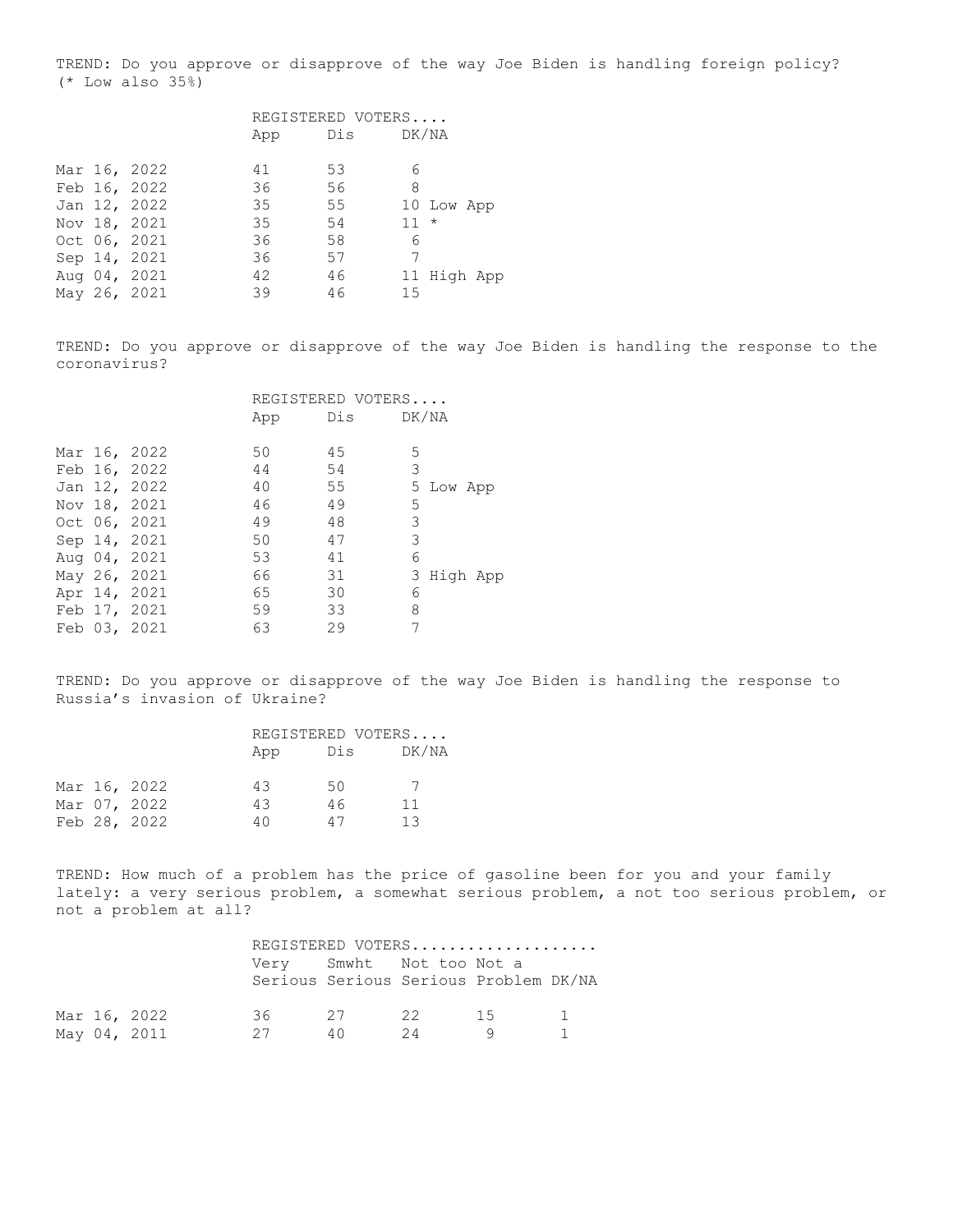TREND: Do you approve or disapprove of the way Joe Biden is handling foreign policy?
(* Low also 35%)

| | REGISTERED VOTERS.... | | | |
|---|---|---|---|---|
| | App | Dis | DK/NA | |
| Mar 16, 2022 | 41 | 53 | 6 | |
| Feb 16, 2022 | 36 | 56 | 8 | |
| Jan 12, 2022 | 35 | 55 | 10 | Low App |
| Nov 18, 2021 | 35 | 54 | 11 | * |
| Oct 06, 2021 | 36 | 58 | 6 | |
| Sep 14, 2021 | 36 | 57 | 7 | |
| Aug 04, 2021 | 42 | 46 | 11 | High App |
| May 26, 2021 | 39 | 46 | 15 | |

TREND: Do you approve or disapprove of the way Joe Biden is handling the response to the coronavirus?

| | REGISTERED VOTERS.... | | | |
|---|---|---|---|---|
| | App | Dis | DK/NA | |
| Mar 16, 2022 | 50 | 45 | 5 | |
| Feb 16, 2022 | 44 | 54 | 3 | |
| Jan 12, 2022 | 40 | 55 | 5 | Low App |
| Nov 18, 2021 | 46 | 49 | 5 | |
| Oct 06, 2021 | 49 | 48 | 3 | |
| Sep 14, 2021 | 50 | 47 | 3 | |
| Aug 04, 2021 | 53 | 41 | 6 | |
| May 26, 2021 | 66 | 31 | 3 | High App |
| Apr 14, 2021 | 65 | 30 | 6 | |
| Feb 17, 2021 | 59 | 33 | 8 | |
| Feb 03, 2021 | 63 | 29 | 7 | |

TREND: Do you approve or disapprove of the way Joe Biden is handling the response to Russia's invasion of Ukraine?

| | REGISTERED VOTERS.... | | |
|---|---|---|---|
| | App | Dis | DK/NA |
| Mar 16, 2022 | 43 | 50 | 7 |
| Mar 07, 2022 | 43 | 46 | 11 |
| Feb 28, 2022 | 40 | 47 | 13 |

TREND: How much of a problem has the price of gasoline been for you and your family lately: a very serious problem, a somewhat serious problem, a not too serious problem, or not a problem at all?

| | REGISTERED VOTERS.................... | | | | |
|---|---|---|---|---|---|
| | Very Serious | Smwht Serious | Not too Serious | Not a Problem | DK/NA |
| Mar 16, 2022 | 36 | 27 | 22 | 15 | 1 |
| May 04, 2011 | 27 | 40 | 24 | 9 | 1 |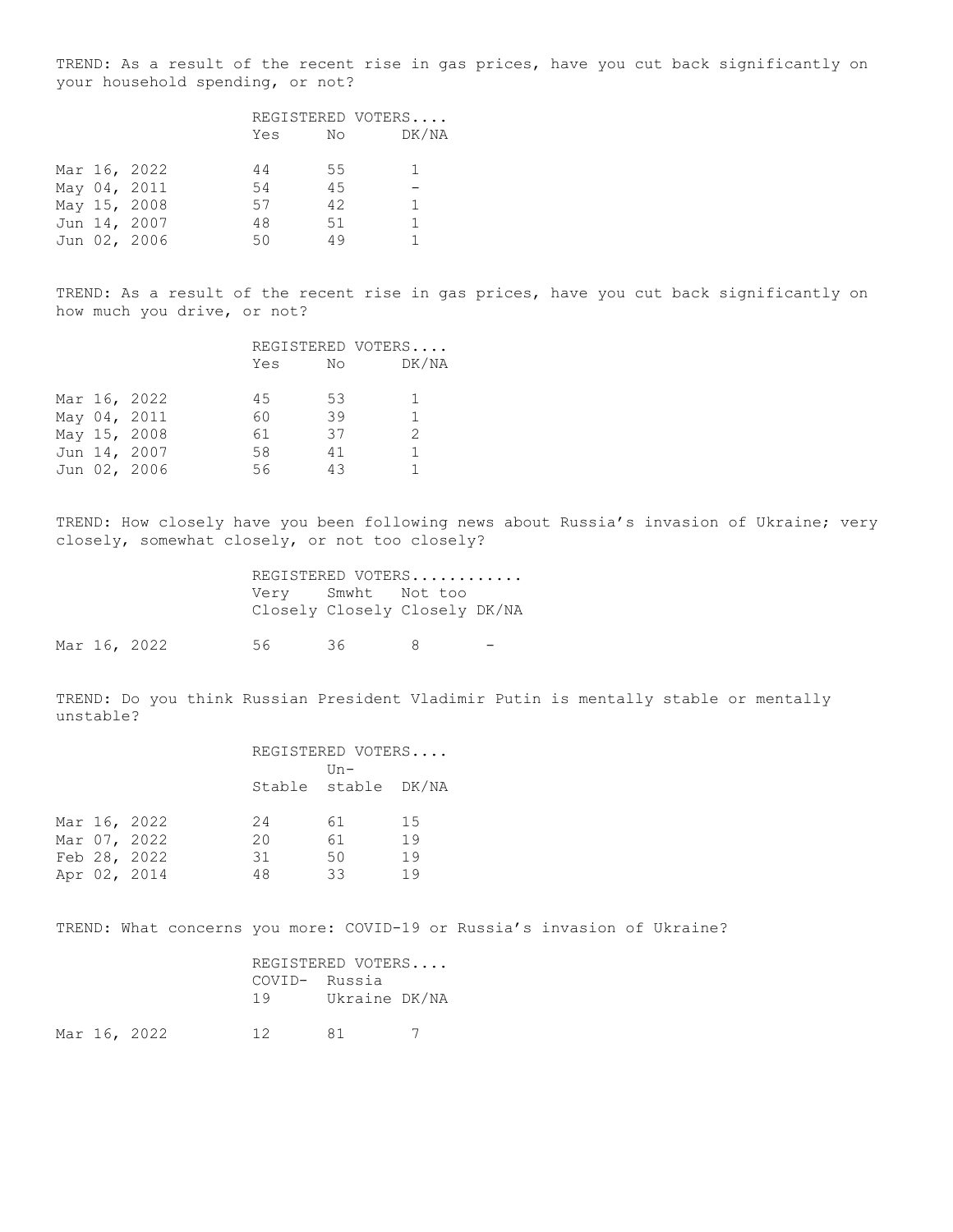TREND: As a result of the recent rise in gas prices, have you cut back significantly on your household spending, or not?

| | REGISTERED VOTERS.... | | |
|---|---|---|---|
| | Yes | No | DK/NA |
| Mar 16, 2022 | 44 | 55 | 1 |
| May 04, 2011 | 54 | 45 | - |
| May 15, 2008 | 57 | 42 | 1 |
| Jun 14, 2007 | 48 | 51 | 1 |
| Jun 02, 2006 | 50 | 49 | 1 |

TREND: As a result of the recent rise in gas prices, have you cut back significantly on how much you drive, or not?

| | REGISTERED VOTERS.... | | |
|---|---|---|---|
| | Yes | No | DK/NA |
| Mar 16, 2022 | 45 | 53 | 1 |
| May 04, 2011 | 60 | 39 | 1 |
| May 15, 2008 | 61 | 37 | 2 |
| Jun 14, 2007 | 58 | 41 | 1 |
| Jun 02, 2006 | 56 | 43 | 1 |

TREND: How closely have you been following news about Russia's invasion of Ukraine; very closely, somewhat closely, or not too closely?

| | REGISTERED VOTERS............ | | | |
|---|---|---|---|---|
| | Very Closely | Smwht Closely | Not too Closely | DK/NA |
| Mar 16, 2022 | 56 | 36 | 8 | - |

TREND: Do you think Russian President Vladimir Putin is mentally stable or mentally unstable?

| | REGISTERED VOTERS.... | | |
|---|---|---|---|
| | Stable | Un-stable | DK/NA |
| Mar 16, 2022 | 24 | 61 | 15 |
| Mar 07, 2022 | 20 | 61 | 19 |
| Feb 28, 2022 | 31 | 50 | 19 |
| Apr 02, 2014 | 48 | 33 | 19 |

TREND: What concerns you more: COVID-19 or Russia's invasion of Ukraine?

| | REGISTERED VOTERS.... | | |
|---|---|---|---|
| | COVID-19 | Russia Ukraine | DK/NA |
| Mar 16, 2022 | 12 | 81 | 7 |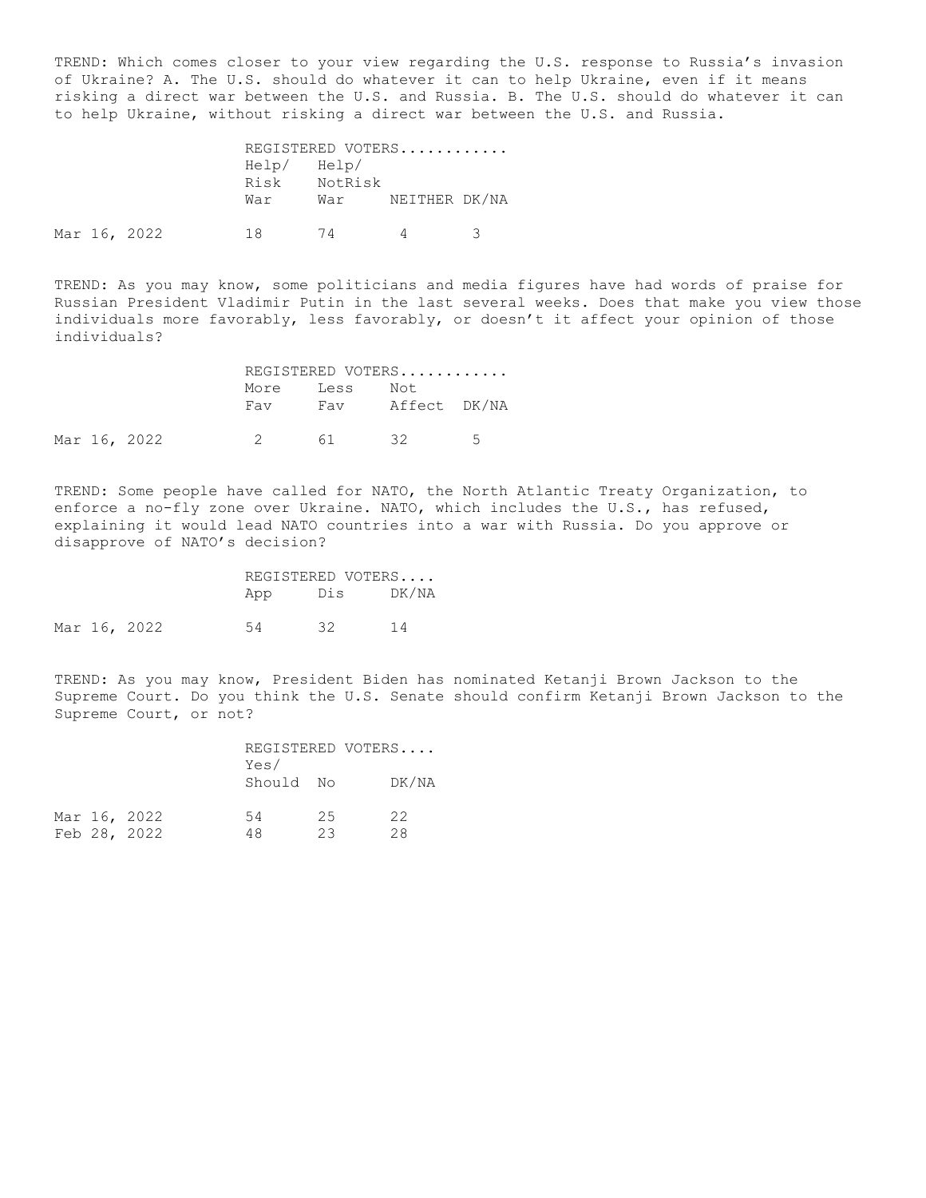TREND: Which comes closer to your view regarding the U.S. response to Russia's invasion of Ukraine? A. The U.S. should do whatever it can to help Ukraine, even if it means risking a direct war between the U.S. and Russia. B. The U.S. should do whatever it can to help Ukraine, without risking a direct war between the U.S. and Russia.

| | REGISTERED VOTERS............ | | | |
|---|---|---|---|---|
| | Help/ Risk War | Help/ NotRisk War | NEITHER | DK/NA |
| Mar 16, 2022 | 18 | 74 | 4 | 3 |

TREND: As you may know, some politicians and media figures have had words of praise for Russian President Vladimir Putin in the last several weeks. Does that make you view those individuals more favorably, less favorably, or doesn't it affect your opinion of those individuals?

| | REGISTERED VOTERS............ | | | |
|---|---|---|---|---|
| | More Fav | Less Fav | Not Affect | DK/NA |
| Mar 16, 2022 | 2 | 61 | 32 | 5 |

TREND: Some people have called for NATO, the North Atlantic Treaty Organization, to enforce a no-fly zone over Ukraine. NATO, which includes the U.S., has refused, explaining it would lead NATO countries into a war with Russia. Do you approve or disapprove of NATO's decision?

| | REGISTERED VOTERS.... | | |
|---|---|---|---|
| | App | Dis | DK/NA |
| Mar 16, 2022 | 54 | 32 | 14 |

TREND: As you may know, President Biden has nominated Ketanji Brown Jackson to the Supreme Court. Do you think the U.S. Senate should confirm Ketanji Brown Jackson to the Supreme Court, or not?

| | REGISTERED VOTERS.... | | |
|---|---|---|---|
| | Yes/ Should | No | DK/NA |
| Mar 16, 2022 | 54 | 25 | 22 |
| Feb 28, 2022 | 48 | 23 | 28 |